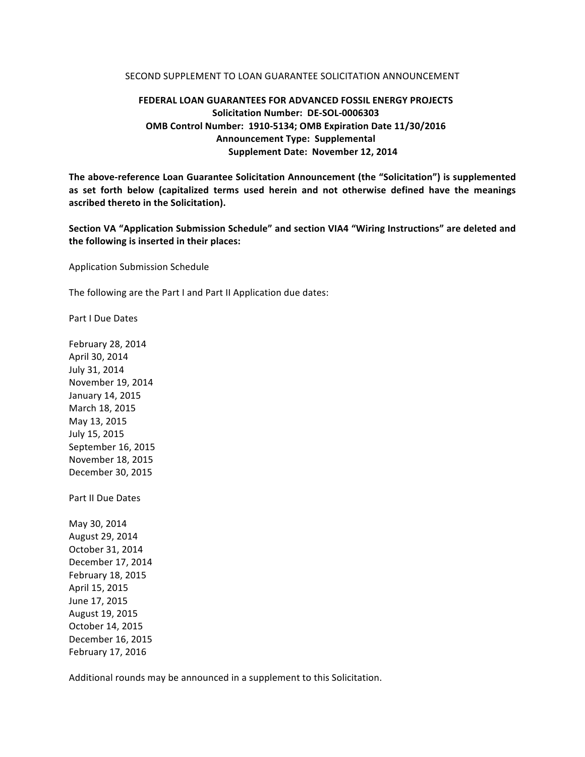SECOND SUPPLEMENT TO LOAN GUARANTEE SOLICITATION ANNOUNCEMENT

**FEDERAL LOAN GUARANTEES FOR ADVANCED FOSSIL ENERGY PROJECTS**
**Solicitation Number: DE-SOL-0006303**
**OMB Control Number: 1910-5134; OMB Expiration Date 11/30/2016**
**Announcement Type: Supplemental**
**Supplement Date: November 12, 2014**

**The above-reference Loan Guarantee Solicitation Announcement (the "Solicitation") is supplemented as set forth below (capitalized terms used herein and not otherwise defined have the meanings ascribed thereto in the Solicitation).**

**Section VA "Application Submission Schedule" and section VIA4 "Wiring Instructions" are deleted and the following is inserted in their places:**

Application Submission Schedule

The following are the Part I and Part II Application due dates:

Part I Due Dates

February 28, 2014
April 30, 2014
July 31, 2014
November 19, 2014
January 14, 2015
March 18, 2015
May 13, 2015
July 15, 2015
September 16, 2015
November 18, 2015
December 30, 2015

Part II Due Dates

May 30, 2014
August 29, 2014
October 31, 2014
December 17, 2014
February 18, 2015
April 15, 2015
June 17, 2015
August 19, 2015
October 14, 2015
December 16, 2015
February 17, 2016

Additional rounds may be announced in a supplement to this Solicitation.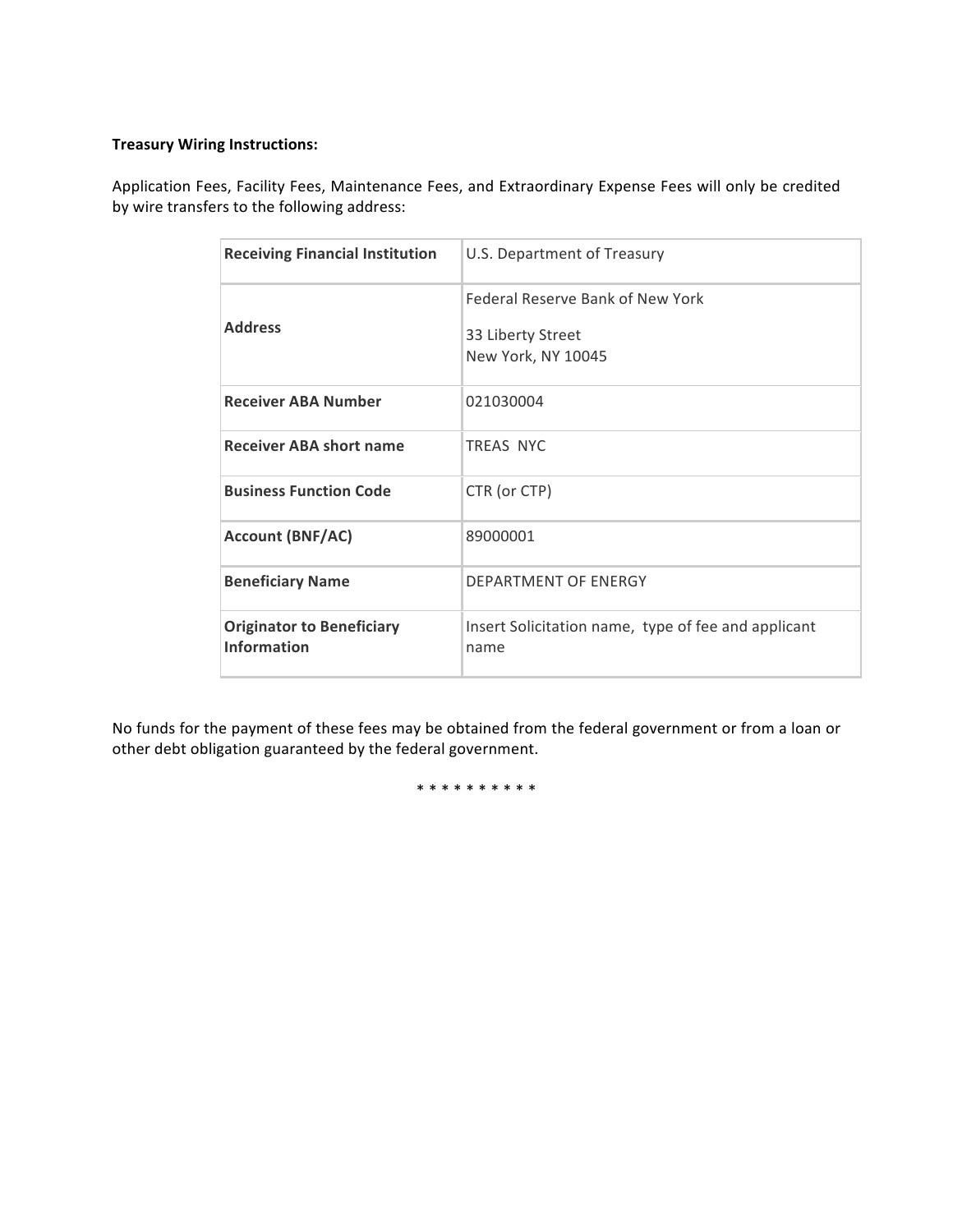**Treasury Wiring Instructions:**

Application Fees, Facility Fees, Maintenance Fees, and Extraordinary Expense Fees will only be credited by wire transfers to the following address:

| | |
|---|---|
| **Receiving Financial Institution** | U.S. Department of Treasury |
| **Address** | Federal Reserve Bank of New York<br><br>33 Liberty Street<br>New York, NY 10045 |
| **Receiver ABA Number** | 021030004 |
| **Receiver ABA short name** | TREAS NYC |
| **Business Function Code** | CTR (or CTP) |
| **Account (BNF/AC)** | 89000001 |
| **Beneficiary Name** | DEPARTMENT OF ENERGY |
| **Originator to Beneficiary Information** | Insert Solicitation name, type of fee and applicant name |

No funds for the payment of these fees may be obtained from the federal government or from a loan or other debt obligation guaranteed by the federal government.

* * * * * * * * * *